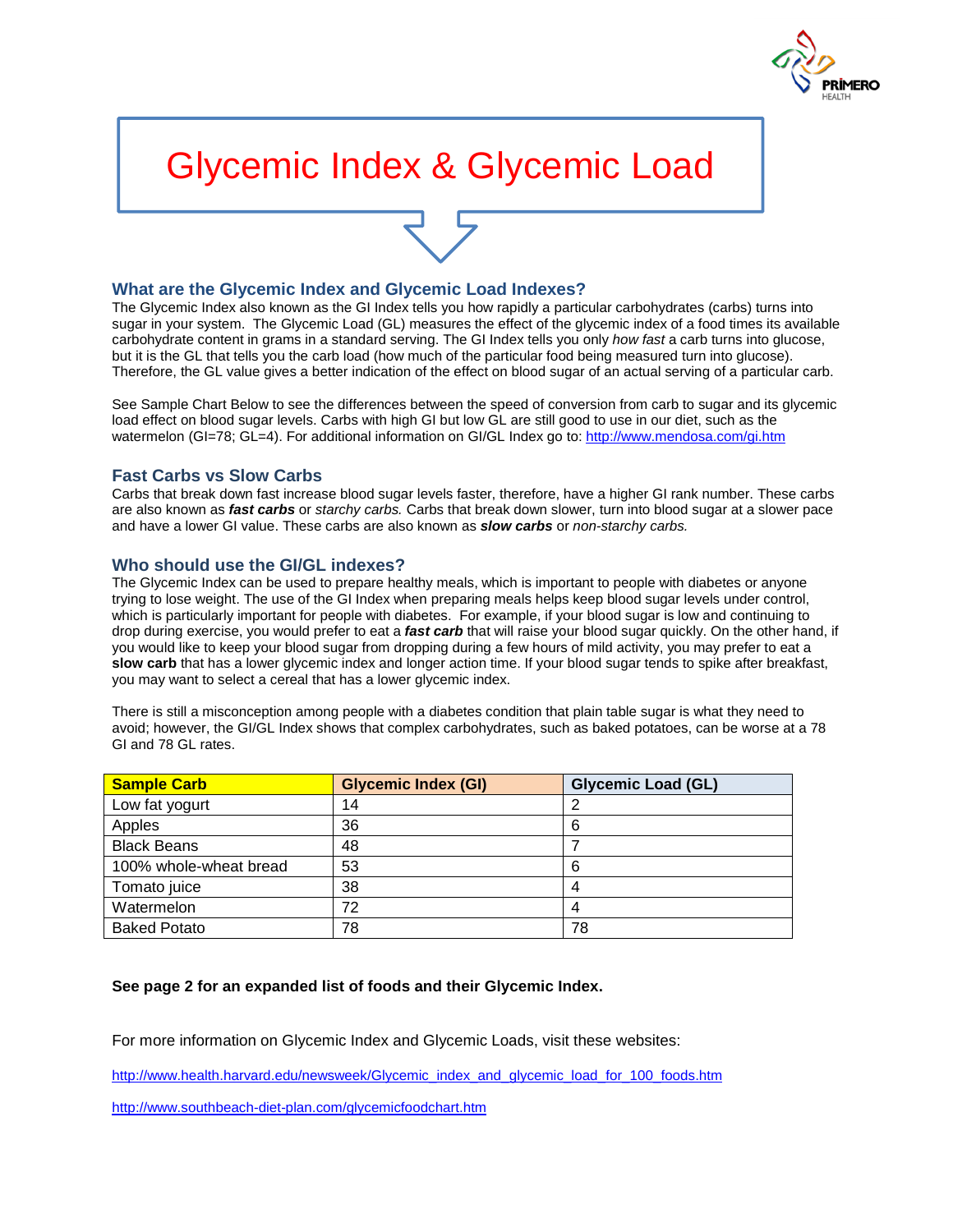# Glycemic Index & Glycemic Load

## What are the Glycemic Index and Glycemic Load Indexes?

The Glycemic Index also known as the GI Index tells you how rapidly a particular carbohydrates (carbs) turns into sugar in your system. The Glycemic Load (GL) measures the effect of the glycemic index of a food times its available carbohydrate content in grams in a standard serving. The GI Index tells you only *how fast* a carb turns into glucose, but it is the GL that tells you the carb load (how much of the particular food being measured turn into glucose). Therefore, the GL value gives a better indication of the effect on blood sugar of an actual serving of a particular carb.

See Sample Chart Below to see the differences between the speed of conversion from carb to sugar and its glycemic load effect on blood sugar levels. Carbs with high GI but low GL are still good to use in our diet, such as the watermelon (GI=78; GL=4). For additional information on GI/GL Index go to: http://www.mendosa.com/gi.htm

## Fast Carbs vs Slow Carbs

Carbs that break down fast increase blood sugar levels faster, therefore, have a higher GI rank number. These carbs are also known as ***fast carbs*** or *starchy carbs.* Carbs that break down slower, turn into blood sugar at a slower pace and have a lower GI value. These carbs are also known as ***slow carbs*** or *non-starchy carbs.*

## Who should use the GI/GL indexes?

The Glycemic Index can be used to prepare healthy meals, which is important to people with diabetes or anyone trying to lose weight. The use of the GI Index when preparing meals helps keep blood sugar levels under control, which is particularly important for people with diabetes. For example, if your blood sugar is low and continuing to drop during exercise, you would prefer to eat a ***fast carb*** that will raise your blood sugar quickly. On the other hand, if you would like to keep your blood sugar from dropping during a few hours of mild activity, you may prefer to eat a **slow carb** that has a lower glycemic index and longer action time. If your blood sugar tends to spike after breakfast, you may want to select a cereal that has a lower glycemic index.

There is still a misconception among people with a diabetes condition that plain table sugar is what they need to avoid; however, the GI/GL Index shows that complex carbohydrates, such as baked potatoes, can be worse at a 78 GI and 78 GL rates.

| Sample Carb | Glycemic Index (GI) | Glycemic Load (GL) |
|---|---|---|
| Low fat yogurt | 14 | 2 |
| Apples | 36 | 6 |
| Black Beans | 48 | 7 |
| 100% whole-wheat bread | 53 | 6 |
| Tomato juice | 38 | 4 |
| Watermelon | 72 | 4 |
| Baked Potato | 78 | 78 |

**See page 2 for an expanded list of foods and their Glycemic Index.**

For more information on Glycemic Index and Glycemic Loads, visit these websites:

http://www.health.harvard.edu/newsweek/Glycemic_index_and_glycemic_load_for_100_foods.htm

http://www.southbeach-diet-plan.com/glycemicfoodchart.htm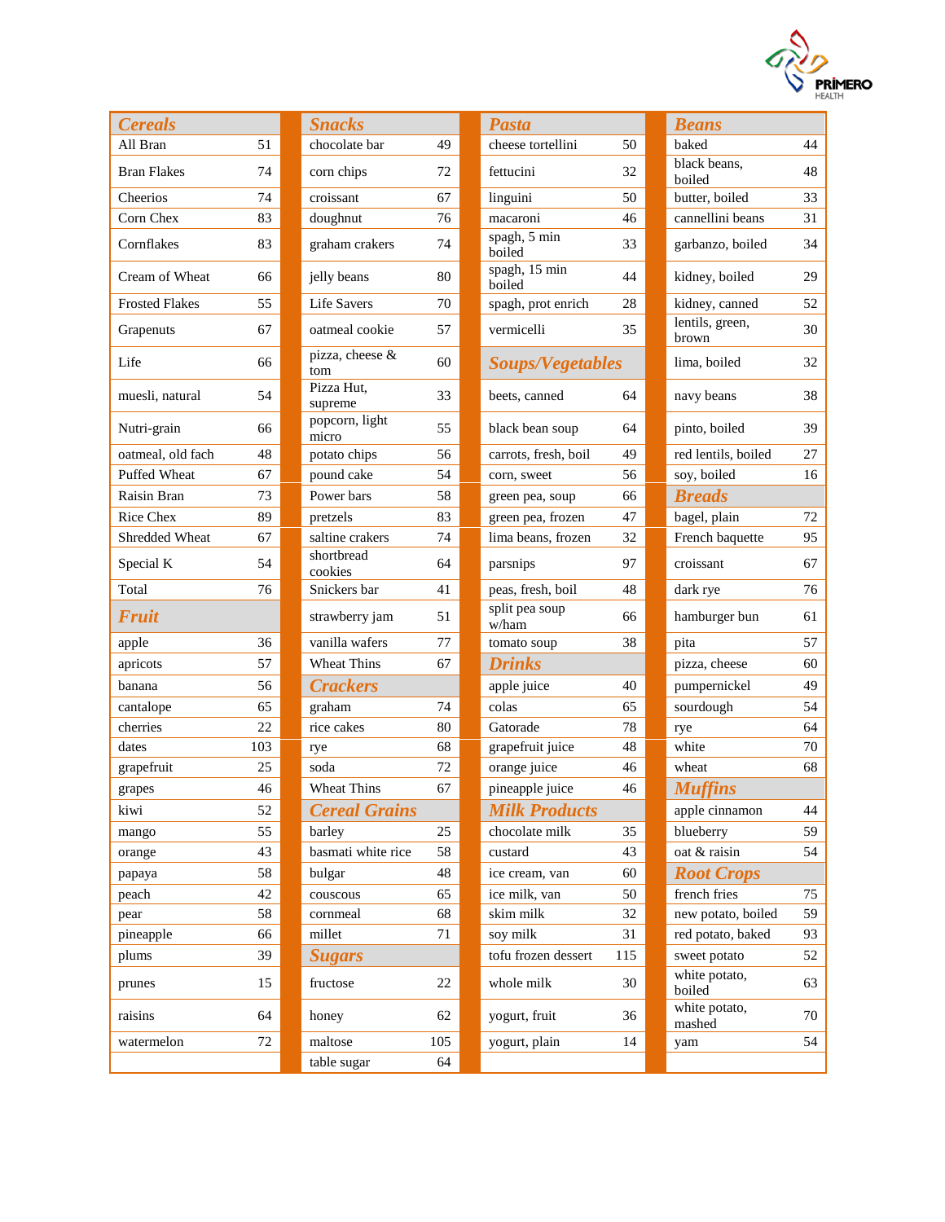| Cereals | | Snacks | | Pasta | | Beans | |
|---|---|---|---|---|---|---|---|
| All Bran | 51 | chocolate bar | 49 | cheese tortellini | 50 | baked | 44 |
| Bran Flakes | 74 | corn chips | 72 | fettucini | 32 | black beans, boiled | 48 |
| Cheerios | 74 | croissant | 67 | linguini | 50 | butter, boiled | 33 |
| Corn Chex | 83 | doughnut | 76 | macaroni | 46 | cannellini beans | 31 |
| Cornflakes | 83 | graham crakers | 74 | spagh, 5 min boiled | 33 | garbanzo, boiled | 34 |
| Cream of Wheat | 66 | jelly beans | 80 | spagh, 15 min boiled | 44 | kidney, boiled | 29 |
| Frosted Flakes | 55 | Life Savers | 70 | spagh, prot enrich | 28 | kidney, canned | 52 |
| Grapenuts | 67 | oatmeal cookie | 57 | vermicelli | 35 | lentils, green, brown | 30 |
| Life | 66 | pizza, cheese & tom | 60 | **Soups/Vegetables** | | lima, boiled | 32 |
| muesli, natural | 54 | Pizza Hut, supreme | 33 | beets, canned | 64 | navy beans | 38 |
| Nutri-grain | 66 | popcorn, light micro | 55 | black bean soup | 64 | pinto, boiled | 39 |
| oatmeal, old fach | 48 | potato chips | 56 | carrots, fresh, boil | 49 | red lentils, boiled | 27 |
| Puffed Wheat | 67 | pound cake | 54 | corn, sweet | 56 | soy, boiled | 16 |
| Raisin Bran | 73 | Power bars | 58 | green pea, soup | 66 | **Breads** | |
| Rice Chex | 89 | pretzels | 83 | green pea, frozen | 47 | bagel, plain | 72 |
| Shredded Wheat | 67 | saltine crakers | 74 | lima beans, frozen | 32 | French baguette | 95 |
| Special K | 54 | shortbread cookies | 64 | parsnips | 97 | croissant | 67 |
| Total | 76 | Snickers bar | 41 | peas, fresh, boil | 48 | dark rye | 76 |
| **Fruit** | | strawberry jam | 51 | split pea soup w/ham | 66 | hamburger bun | 61 |
| apple | 36 | vanilla wafers | 77 | tomato soup | 38 | pita | 57 |
| apricots | 57 | Wheat Thins | 67 | **Drinks** | | pizza, cheese | 60 |
| banana | 56 | **Crackers** | | apple juice | 40 | pumpernickel | 49 |
| cantalope | 65 | graham | 74 | colas | 65 | sourdough | 54 |
| cherries | 22 | rice cakes | 80 | Gatorade | 78 | rye | 64 |
| dates | 103 | rye | 68 | grapefruit juice | 48 | white | 70 |
| grapefruit | 25 | soda | 72 | orange juice | 46 | wheat | 68 |
| grapes | 46 | Wheat Thins | 67 | pineapple juice | 46 | **Muffins** | |
| kiwi | 52 | **Cereal Grains** | | **Milk Products** | | apple cinnamon | 44 |
| mango | 55 | barley | 25 | chocolate milk | 35 | blueberry | 59 |
| orange | 43 | basmati white rice | 58 | custard | 43 | oat & raisin | 54 |
| papaya | 58 | bulgar | 48 | ice cream, van | 60 | **Root Crops** | |
| peach | 42 | couscous | 65 | ice milk, van | 50 | french fries | 75 |
| pear | 58 | cornmeal | 68 | skim milk | 32 | new potato, boiled | 59 |
| pineapple | 66 | millet | 71 | soy milk | 31 | red potato, baked | 93 |
| plums | 39 | **Sugars** | | tofu frozen dessert | 115 | sweet potato | 52 |
| prunes | 15 | fructose | 22 | whole milk | 30 | white potato, boiled | 63 |
| raisins | 64 | honey | 62 | yogurt, fruit | 36 | white potato, mashed | 70 |
| watermelon | 72 | maltose | 105 | yogurt, plain | 14 | yam | 54 |
| | | table sugar | 64 | | | | |